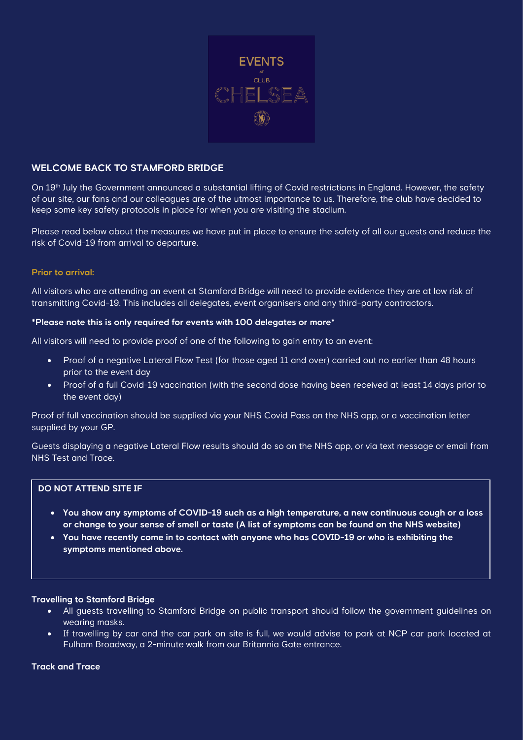# WELCOME BACK TO STAMFORD BRIDGE

On 19th July the Government announced a substantial lifting of Covid restrictions in England. However, the safety of our site, our fans and our colleagues are of the utmost importance to us. Therefore, the club have decided to keep some key safety protocols in place for when you are visiting the stadium.

Please read below about the measures we have put in place to ensure the safety of all our guests and reduce the risk of Covid-19 from arrival to departure.

### Prior to arrival:

All visitors who are attending an event at Stamford Bridge will need to provide evidence they are at low risk of transmitting Covid-19. This includes all delegates, event organisers and any third-party contractors.

**\*Please note this is only required for events with 100 delegates or more\***

All visitors will need to provide proof of one of the following to gain entry to an event:

- Proof of a negative Lateral Flow Test (for those aged 11 and over) carried out no earlier than 48 hours prior to the event day
- Proof of a full Covid-19 vaccination (with the second dose having been received at least 14 days prior to the event day)

Proof of full vaccination should be supplied via your NHS Covid Pass on the NHS app, or a vaccination letter supplied by your GP.

Guests displaying a negative Lateral Flow results should do so on the NHS app, or via text message or email from NHS Test and Trace.

**DO NOT ATTEND SITE IF**

- **You show any symptoms of COVID-19 such as a high temperature, a new continuous cough or a loss or change to your sense of smell or taste (A list of symptoms can be found on the NHS website)**
- **You have recently come in to contact with anyone who has COVID-19 or who is exhibiting the symptoms mentioned above.**

### Travelling to Stamford Bridge

- All guests travelling to Stamford Bridge on public transport should follow the government guidelines on wearing masks.
- If travelling by car and the car park on site is full, we would advise to park at NCP car park located at Fulham Broadway, a 2-minute walk from our Britannia Gate entrance.

### Track and Trace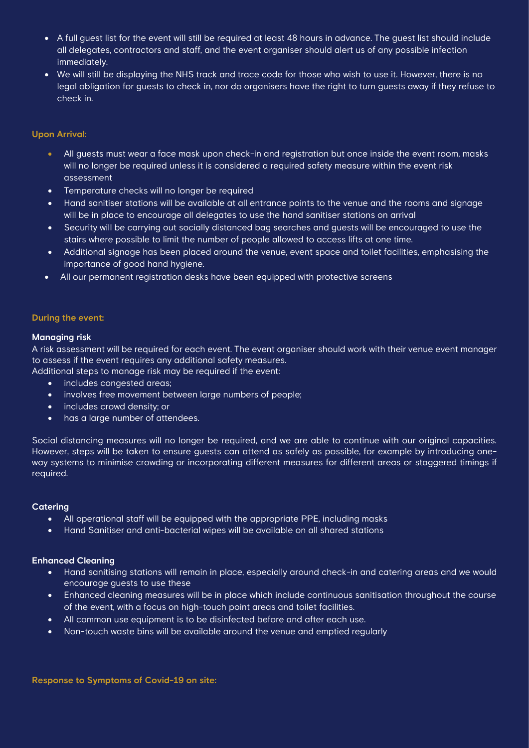- A full guest list for the event will still be required at least 48 hours in advance. The guest list should include all delegates, contractors and staff, and the event organiser should alert us of any possible infection immediately.
- We will still be displaying the NHS track and trace code for those who wish to use it. However, there is no legal obligation for guests to check in, nor do organisers have the right to turn guests away if they refuse to check in.

### Upon Arrival:

- All guests must wear a face mask upon check-in and registration but once inside the event room, masks will no longer be required unless it is considered a required safety measure within the event risk assessment
- Temperature checks will no longer be required
- Hand sanitiser stations will be available at all entrance points to the venue and the rooms and signage will be in place to encourage all delegates to use the hand sanitiser stations on arrival
- Security will be carrying out socially distanced bag searches and guests will be encouraged to use the stairs where possible to limit the number of people allowed to access lifts at one time.
- Additional signage has been placed around the venue, event space and toilet facilities, emphasising the importance of good hand hygiene.
- All our permanent registration desks have been equipped with protective screens

### During the event:

#### Managing risk

A risk assessment will be required for each event. The event organiser should work with their venue event manager to assess if the event requires any additional safety measures.
Additional steps to manage risk may be required if the event:

- includes congested areas;
- involves free movement between large numbers of people;
- includes crowd density; or
- has a large number of attendees.

Social distancing measures will no longer be required, and we are able to continue with our original capacities. However, steps will be taken to ensure guests can attend as safely as possible, for example by introducing one-way systems to minimise crowding or incorporating different measures for different areas or staggered timings if required.

#### Catering

- All operational staff will be equipped with the appropriate PPE, including masks
- Hand Sanitiser and anti-bacterial wipes will be available on all shared stations

#### Enhanced Cleaning

- Hand sanitising stations will remain in place, especially around check-in and catering areas and we would encourage guests to use these
- Enhanced cleaning measures will be in place which include continuous sanitisation throughout the course of the event, with a focus on high-touch point areas and toilet facilities.
- All common use equipment is to be disinfected before and after each use.
- Non-touch waste bins will be available around the venue and emptied regularly

### Response to Symptoms of Covid-19 on site: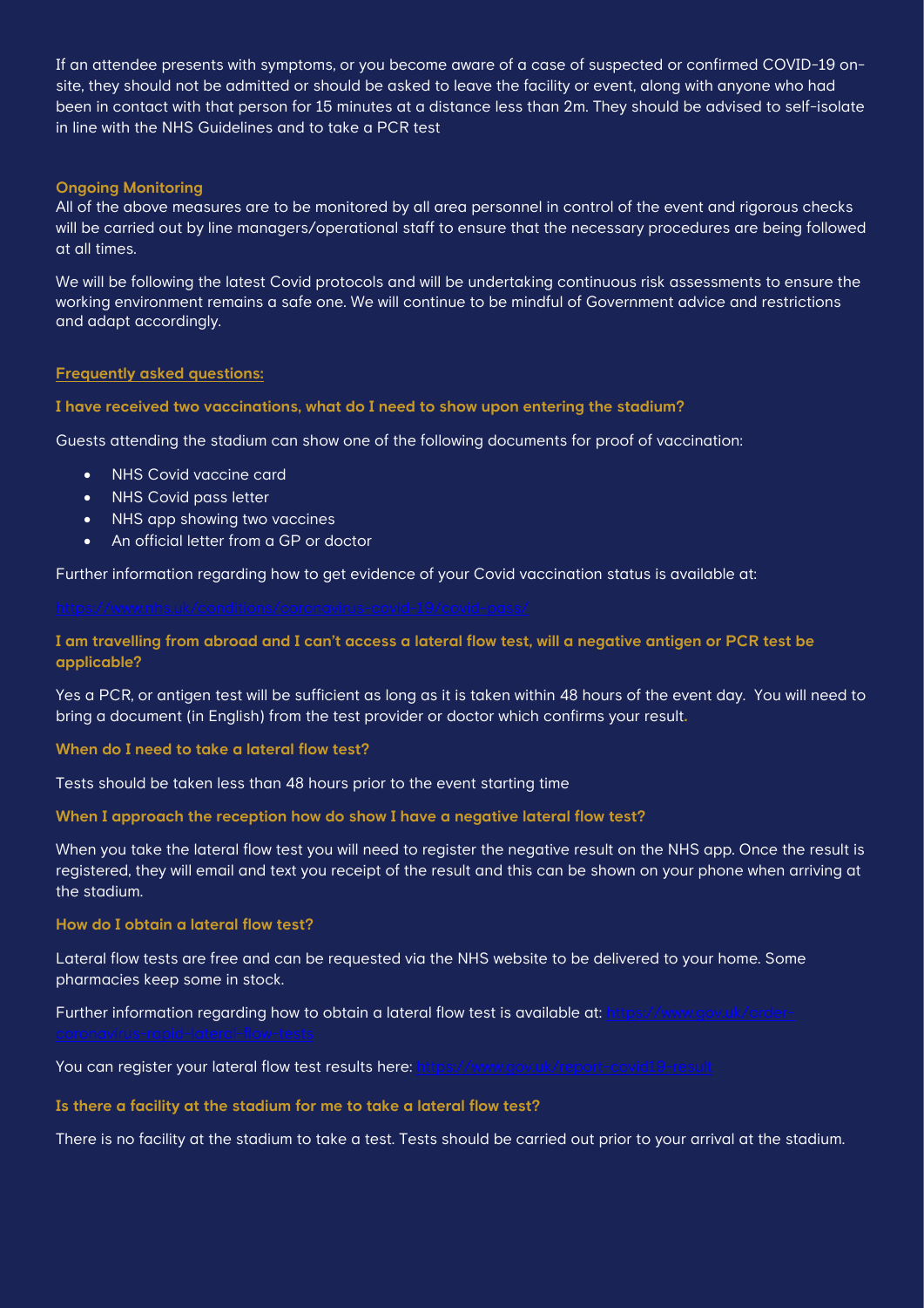If an attendee presents with symptoms, or you become aware of a case of suspected or confirmed COVID-19 on-site, they should not be admitted or should be asked to leave the facility or event, along with anyone who had been in contact with that person for 15 minutes at a distance less than 2m. They should be advised to self-isolate in line with the NHS Guidelines and to take a PCR test

### Ongoing Monitoring

All of the above measures are to be monitored by all area personnel in control of the event and rigorous checks will be carried out by line managers/operational staff to ensure that the necessary procedures are being followed at all times.

We will be following the latest Covid protocols and will be undertaking continuous risk assessments to ensure the working environment remains a safe one. We will continue to be mindful of Government advice and restrictions and adapt accordingly.

### Frequently asked questions:

**I have received two vaccinations, what do I need to show upon entering the stadium?**

Guests attending the stadium can show one of the following documents for proof of vaccination:

- NHS Covid vaccine card
- NHS Covid pass letter
- NHS app showing two vaccines
- An official letter from a GP or doctor

Further information regarding how to get evidence of your Covid vaccination status is available at:

https://www.nhs.uk/conditions/coronavirus-covid-19/covid-pass/

**I am travelling from abroad and I can't access a lateral flow test, will a negative antigen or PCR test be applicable?**

Yes a PCR, or antigen test will be sufficient as long as it is taken within 48 hours of the event day. You will need to bring a document (in English) from the test provider or doctor which confirms your result.

**When do I need to take a lateral flow test?**

Tests should be taken less than 48 hours prior to the event starting time

**When I approach the reception how do show I have a negative lateral flow test?**

When you take the lateral flow test you will need to register the negative result on the NHS app. Once the result is registered, they will email and text you receipt of the result and this can be shown on your phone when arriving at the stadium.

**How do I obtain a lateral flow test?**

Lateral flow tests are free and can be requested via the NHS website to be delivered to your home. Some pharmacies keep some in stock.

Further information regarding how to obtain a lateral flow test is available at: https://www.gov.uk/order-coronavirus-rapid-lateral-flow-tests

You can register your lateral flow test results here: https://www.gov.uk/report-covid19-result

**Is there a facility at the stadium for me to take a lateral flow test?**

There is no facility at the stadium to take a test. Tests should be carried out prior to your arrival at the stadium.